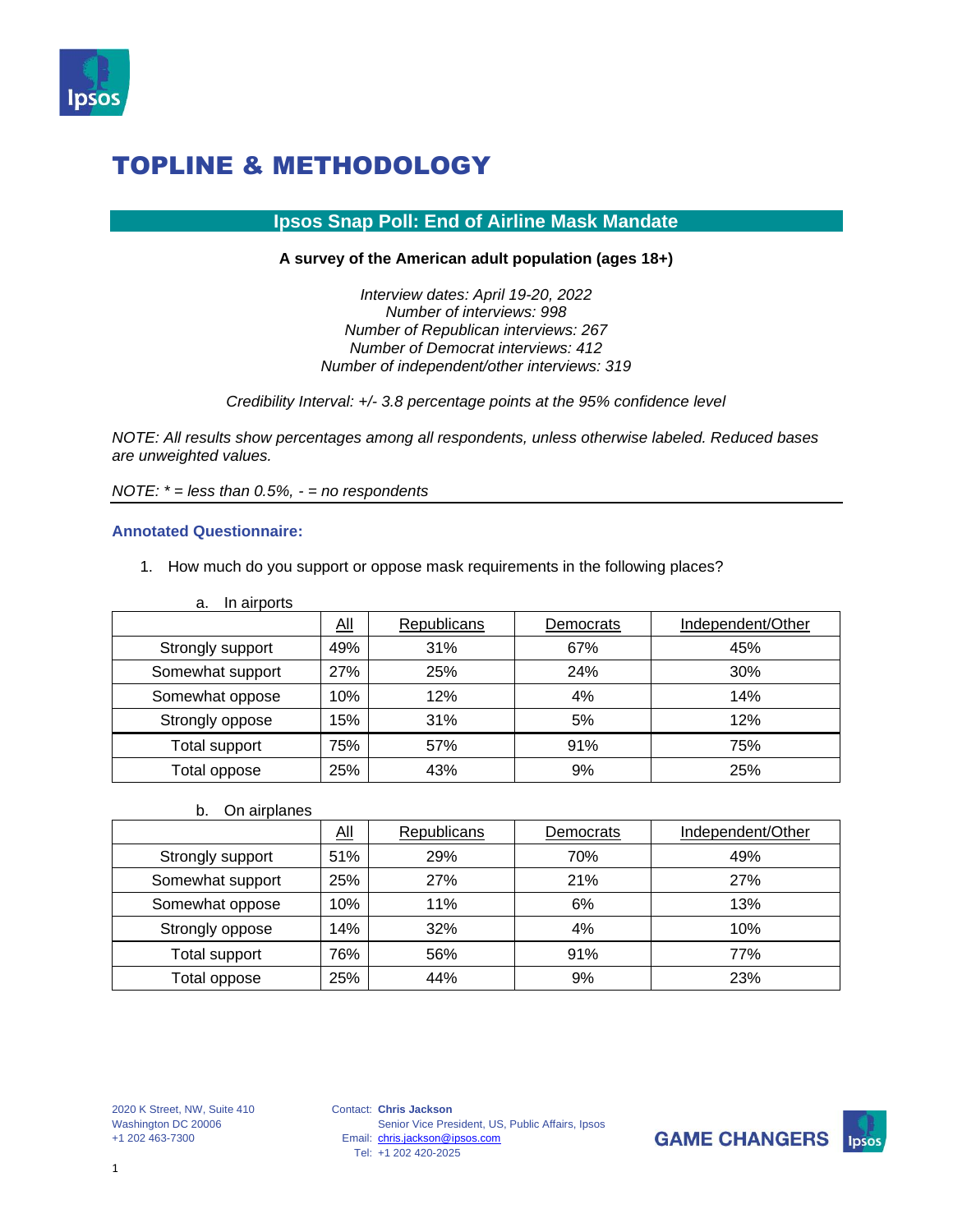# TOPLINE & METHODOLOGY

## Ipsos Snap Poll: End of Airline Mask Mandate

**A survey of the American adult population (ages 18+)**

*Interview dates: April 19-20, 2022*
*Number of interviews: 998*
*Number of Republican interviews: 267*
*Number of Democrat interviews: 412*
*Number of independent/other interviews: 319*

*Credibility Interval: +/- 3.8 percentage points at the 95% confidence level*

*NOTE: All results show percentages among all respondents, unless otherwise labeled. Reduced bases are unweighted values.*

*NOTE: * = less than 0.5%, - = no respondents*

---

### Annotated Questionnaire:

1. How much do you support or oppose mask requirements in the following places?

   a. In airports

| | All | Republicans | Democrats | Independent/Other |
|---|---|---|---|---|
| Strongly support | 49% | 31% | 67% | 45% |
| Somewhat support | 27% | 25% | 24% | 30% |
| Somewhat oppose | 10% | 12% | 4% | 14% |
| Strongly oppose | 15% | 31% | 5% | 12% |
| Total support | 75% | 57% | 91% | 75% |
| Total oppose | 25% | 43% | 9% | 25% |

   b. On airplanes

| | All | Republicans | Democrats | Independent/Other |
|---|---|---|---|---|
| Strongly support | 51% | 29% | 70% | 49% |
| Somewhat support | 25% | 27% | 21% | 27% |
| Somewhat oppose | 10% | 11% | 6% | 13% |
| Strongly oppose | 14% | 32% | 4% | 10% |
| Total support | 76% | 56% | 91% | 77% |
| Total oppose | 25% | 44% | 9% | 23% |

2020 K Street, NW, Suite 410
Washington DC 20006
+1 202 463-7300

Contact: **Chris Jackson**
Senior Vice President, US, Public Affairs, Ipsos
Email: chris.jackson@ipsos.com
Tel: +1 202 420-2025

GAME CHANGERS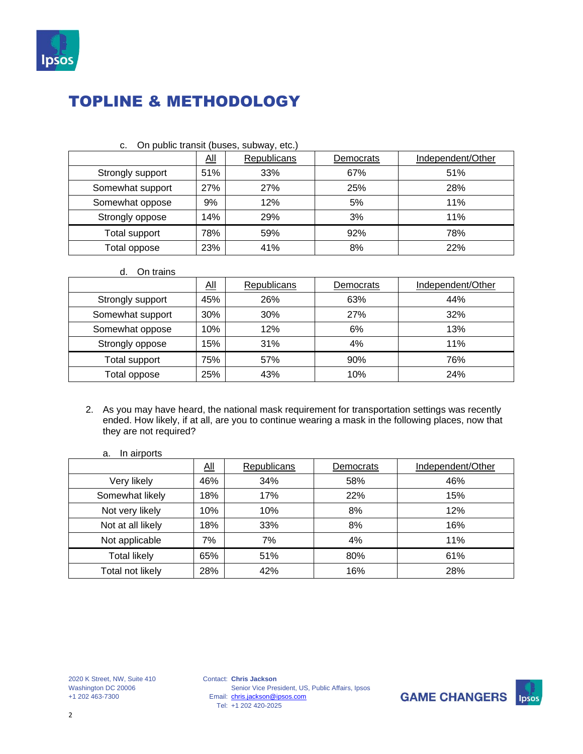# TOPLINE & METHODOLOGY

c. On public transit (buses, subway, etc.)

| | All | Republicans | Democrats | Independent/Other |
|---|---|---|---|---|
| Strongly support | 51% | 33% | 67% | 51% |
| Somewhat support | 27% | 27% | 25% | 28% |
| Somewhat oppose | 9% | 12% | 5% | 11% |
| Strongly oppose | 14% | 29% | 3% | 11% |
| Total support | 78% | 59% | 92% | 78% |
| Total oppose | 23% | 41% | 8% | 22% |

d. On trains

| | All | Republicans | Democrats | Independent/Other |
|---|---|---|---|---|
| Strongly support | 45% | 26% | 63% | 44% |
| Somewhat support | 30% | 30% | 27% | 32% |
| Somewhat oppose | 10% | 12% | 6% | 13% |
| Strongly oppose | 15% | 31% | 4% | 11% |
| Total support | 75% | 57% | 90% | 76% |
| Total oppose | 25% | 43% | 10% | 24% |

2. As you may have heard, the national mask requirement for transportation settings was recently ended. How likely, if at all, are you to continue wearing a mask in the following places, now that they are not required?

a. In airports

| | All | Republicans | Democrats | Independent/Other |
|---|---|---|---|---|
| Very likely | 46% | 34% | 58% | 46% |
| Somewhat likely | 18% | 17% | 22% | 15% |
| Not very likely | 10% | 10% | 8% | 12% |
| Not at all likely | 18% | 33% | 8% | 16% |
| Not applicable | 7% | 7% | 4% | 11% |
| Total likely | 65% | 51% | 80% | 61% |
| Total not likely | 28% | 42% | 16% | 28% |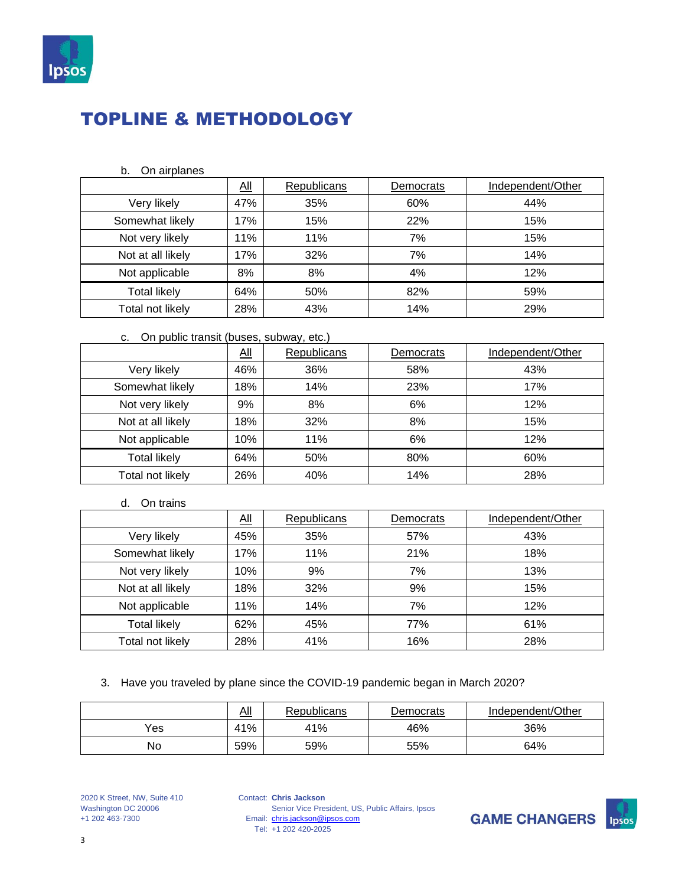## TOPLINE & METHODOLOGY

b. On airplanes

| | All | Republicans | Democrats | Independent/Other |
|---|---|---|---|---|
| Very likely | 47% | 35% | 60% | 44% |
| Somewhat likely | 17% | 15% | 22% | 15% |
| Not very likely | 11% | 11% | 7% | 15% |
| Not at all likely | 17% | 32% | 7% | 14% |
| Not applicable | 8% | 8% | 4% | 12% |
| Total likely | 64% | 50% | 82% | 59% |
| Total not likely | 28% | 43% | 14% | 29% |

c. On public transit (buses, subway, etc.)

| | All | Republicans | Democrats | Independent/Other |
|---|---|---|---|---|
| Very likely | 46% | 36% | 58% | 43% |
| Somewhat likely | 18% | 14% | 23% | 17% |
| Not very likely | 9% | 8% | 6% | 12% |
| Not at all likely | 18% | 32% | 8% | 15% |
| Not applicable | 10% | 11% | 6% | 12% |
| Total likely | 64% | 50% | 80% | 60% |
| Total not likely | 26% | 40% | 14% | 28% |

d. On trains

| | All | Republicans | Democrats | Independent/Other |
|---|---|---|---|---|
| Very likely | 45% | 35% | 57% | 43% |
| Somewhat likely | 17% | 11% | 21% | 18% |
| Not very likely | 10% | 9% | 7% | 13% |
| Not at all likely | 18% | 32% | 9% | 15% |
| Not applicable | 11% | 14% | 7% | 12% |
| Total likely | 62% | 45% | 77% | 61% |
| Total not likely | 28% | 41% | 16% | 28% |

3. Have you traveled by plane since the COVID-19 pandemic began in March 2020?

| | All | Republicans | Democrats | Independent/Other |
|---|---|---|---|---|
| Yes | 41% | 41% | 46% | 36% |
| No | 59% | 59% | 55% | 64% |

2020 K Street, NW, Suite 410
Washington DC 20006
+1 202 463-7300

Contact: **Chris Jackson**
Senior Vice President, US, Public Affairs, Ipsos
Email: chris.jackson@ipsos.com
Tel: +1 202 420-2025

GAME CHANGERS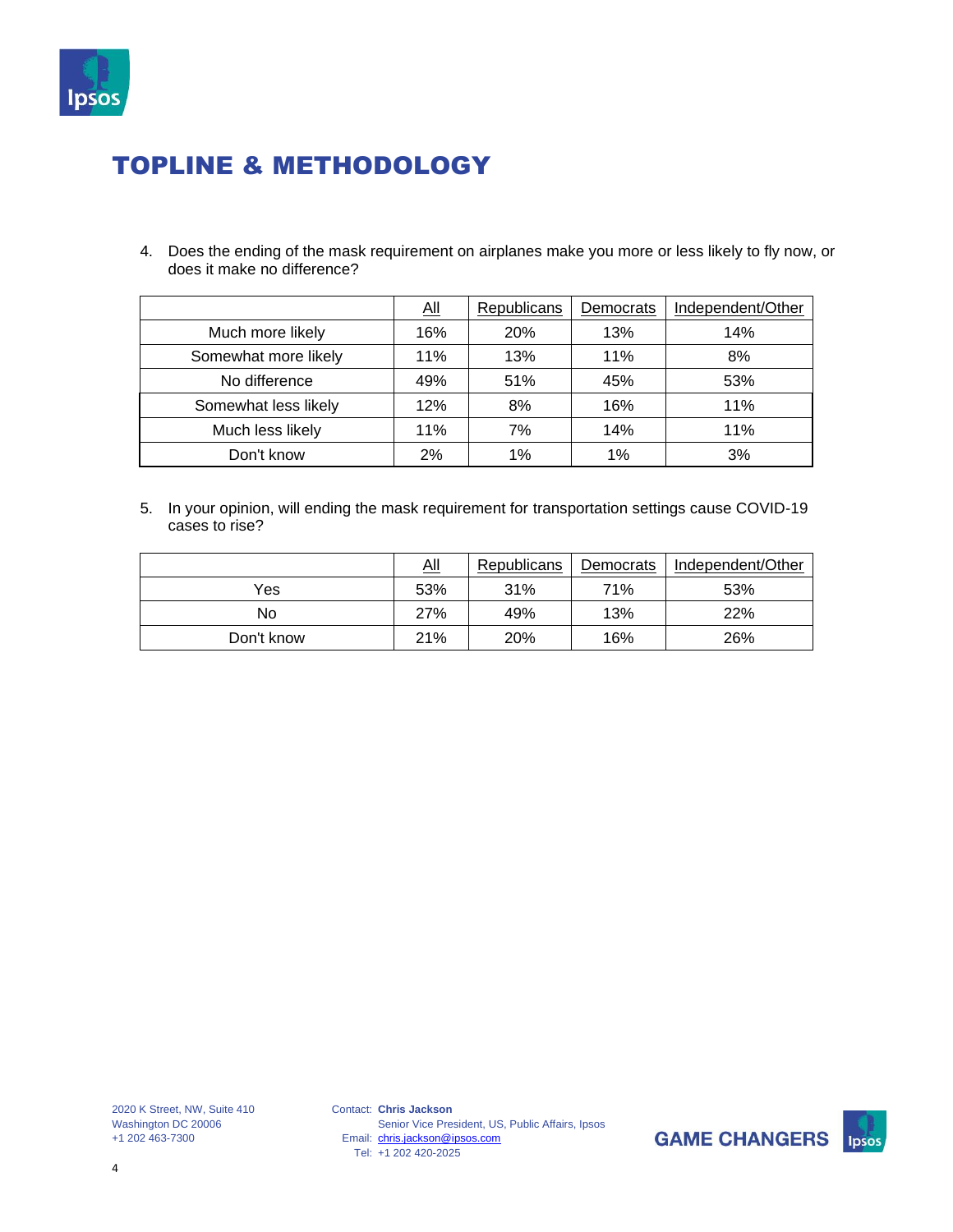## TOPLINE & METHODOLOGY

4. Does the ending of the mask requirement on airplanes make you more or less likely to fly now, or does it make no difference?

| | All | Republicans | Democrats | Independent/Other |
|---|---|---|---|---|
| Much more likely | 16% | 20% | 13% | 14% |
| Somewhat more likely | 11% | 13% | 11% | 8% |
| No difference | 49% | 51% | 45% | 53% |
| Somewhat less likely | 12% | 8% | 16% | 11% |
| Much less likely | 11% | 7% | 14% | 11% |
| Don't know | 2% | 1% | 1% | 3% |

5. In your opinion, will ending the mask requirement for transportation settings cause COVID-19 cases to rise?

| | All | Republicans | Democrats | Independent/Other |
|---|---|---|---|---|
| Yes | 53% | 31% | 71% | 53% |
| No | 27% | 49% | 13% | 22% |
| Don't know | 21% | 20% | 16% | 26% |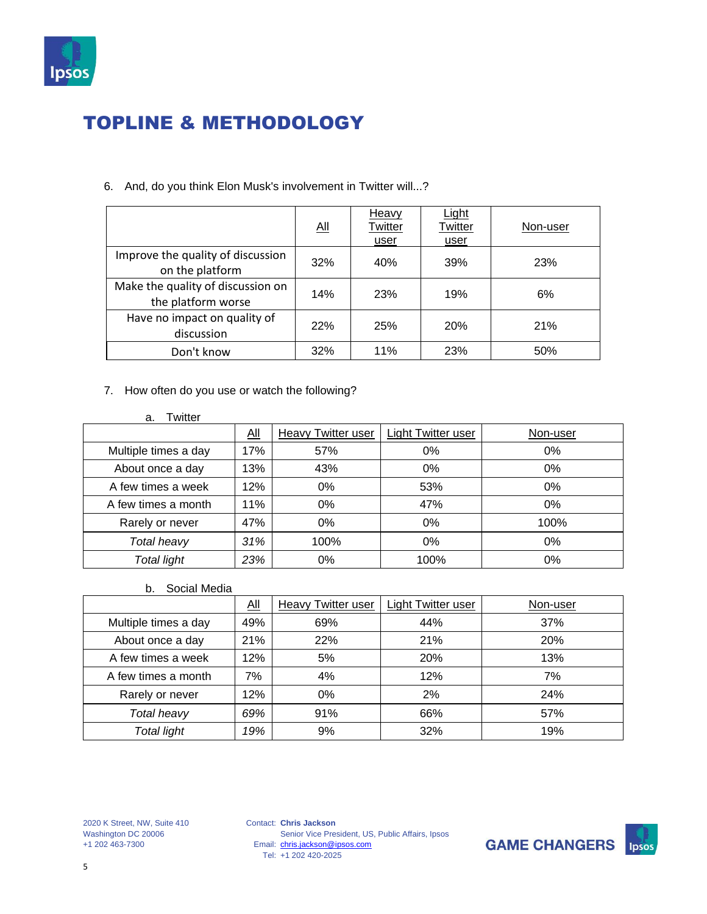## TOPLINE & METHODOLOGY

6. And, do you think Elon Musk's involvement in Twitter will...?

| | All | Heavy Twitter user | Light Twitter user | Non-user |
|---|---|---|---|---|
| Improve the quality of discussion on the platform | 32% | 40% | 39% | 23% |
| Make the quality of discussion on the platform worse | 14% | 23% | 19% | 6% |
| Have no impact on quality of discussion | 22% | 25% | 20% | 21% |
| Don't know | 32% | 11% | 23% | 50% |

7. How often do you use or watch the following?

a. Twitter

| | All | Heavy Twitter user | Light Twitter user | Non-user |
|---|---|---|---|---|
| Multiple times a day | 17% | 57% | 0% | 0% |
| About once a day | 13% | 43% | 0% | 0% |
| A few times a week | 12% | 0% | 53% | 0% |
| A few times a month | 11% | 0% | 47% | 0% |
| Rarely or never | 47% | 0% | 0% | 100% |
| *Total heavy* | *31%* | 100% | 0% | 0% |
| *Total light* | *23%* | 0% | 100% | 0% |

b. Social Media

| | All | Heavy Twitter user | Light Twitter user | Non-user |
|---|---|---|---|---|
| Multiple times a day | 49% | 69% | 44% | 37% |
| About once a day | 21% | 22% | 21% | 20% |
| A few times a week | 12% | 5% | 20% | 13% |
| A few times a month | 7% | 4% | 12% | 7% |
| Rarely or never | 12% | 0% | 2% | 24% |
| *Total heavy* | *69%* | 91% | 66% | 57% |
| *Total light* | *19%* | 9% | 32% | 19% |

2020 K Street, NW, Suite 410
Washington DC 20006
+1 202 463-7300

Contact: **Chris Jackson**
Senior Vice President, US, Public Affairs, Ipsos
Email: chris.jackson@ipsos.com
Tel: +1 202 420-2025

**GAME CHANGERS**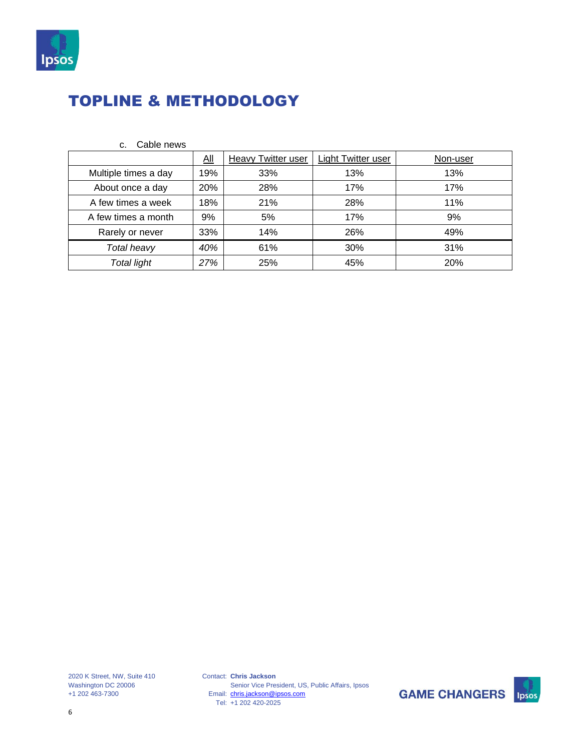# TOPLINE & METHODOLOGY

c. Cable news

| | All | Heavy Twitter user | Light Twitter user | Non-user |
|---|---|---|---|---|
| Multiple times a day | 19% | 33% | 13% | 13% |
| About once a day | 20% | 28% | 17% | 17% |
| A few times a week | 18% | 21% | 28% | 11% |
| A few times a month | 9% | 5% | 17% | 9% |
| Rarely or never | 33% | 14% | 26% | 49% |
| *Total heavy* | *40%* | 61% | 30% | 31% |
| *Total light* | *27%* | 25% | 45% | 20% |

2020 K Street, NW, Suite 410
Washington DC 20006
+1 202 463-7300

Contact: **Chris Jackson**
Senior Vice President, US, Public Affairs, Ipsos
Email: chris.jackson@ipsos.com
Tel: +1 202 420-2025

GAME CHANGERS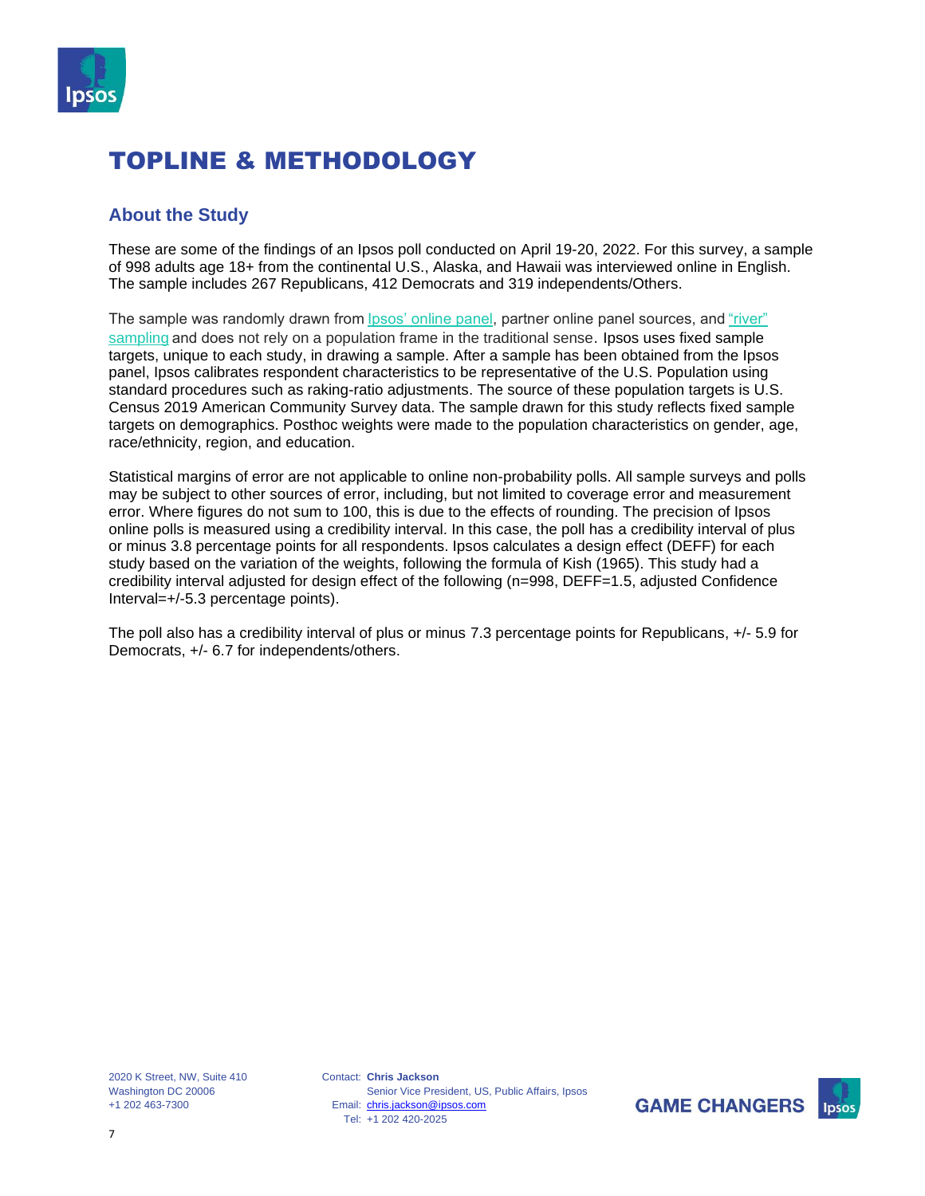# TOPLINE & METHODOLOGY

## About the Study

These are some of the findings of an Ipsos poll conducted on April 19-20, 2022. For this survey, a sample of 998 adults age 18+ from the continental U.S., Alaska, and Hawaii was interviewed online in English. The sample includes 267 Republicans, 412 Democrats and 319 independents/Others.

The sample was randomly drawn from Ipsos' online panel, partner online panel sources, and "river" sampling and does not rely on a population frame in the traditional sense. Ipsos uses fixed sample targets, unique to each study, in drawing a sample. After a sample has been obtained from the Ipsos panel, Ipsos calibrates respondent characteristics to be representative of the U.S. Population using standard procedures such as raking-ratio adjustments. The source of these population targets is U.S. Census 2019 American Community Survey data. The sample drawn for this study reflects fixed sample targets on demographics. Posthoc weights were made to the population characteristics on gender, age, race/ethnicity, region, and education.

Statistical margins of error are not applicable to online non-probability polls. All sample surveys and polls may be subject to other sources of error, including, but not limited to coverage error and measurement error. Where figures do not sum to 100, this is due to the effects of rounding. The precision of Ipsos online polls is measured using a credibility interval. In this case, the poll has a credibility interval of plus or minus 3.8 percentage points for all respondents. Ipsos calculates a design effect (DEFF) for each study based on the variation of the weights, following the formula of Kish (1965). This study had a credibility interval adjusted for design effect of the following (n=998, DEFF=1.5, adjusted Confidence Interval=+/-5.3 percentage points).

The poll also has a credibility interval of plus or minus 7.3 percentage points for Republicans, +/- 5.9 for Democrats, +/- 6.7 for independents/others.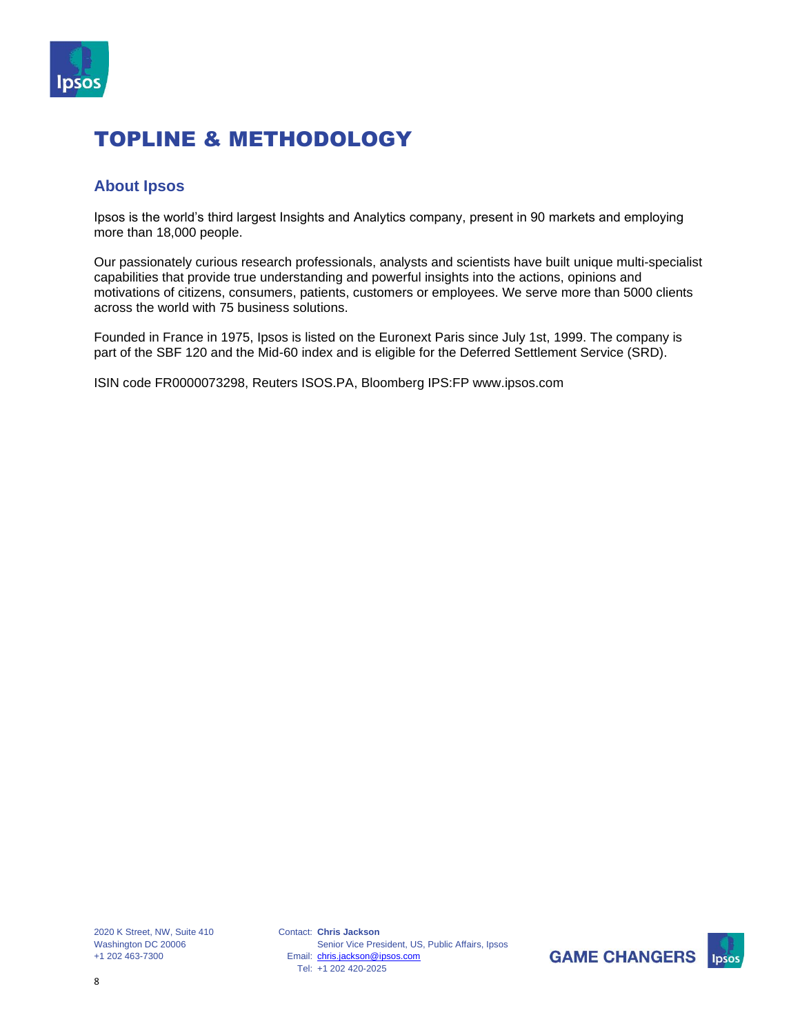# TOPLINE & METHODOLOGY

## About Ipsos

Ipsos is the world's third largest Insights and Analytics company, present in 90 markets and employing more than 18,000 people.

Our passionately curious research professionals, analysts and scientists have built unique multi-specialist capabilities that provide true understanding and powerful insights into the actions, opinions and motivations of citizens, consumers, patients, customers or employees. We serve more than 5000 clients across the world with 75 business solutions.

Founded in France in 1975, Ipsos is listed on the Euronext Paris since July 1st, 1999. The company is part of the SBF 120 and the Mid-60 index and is eligible for the Deferred Settlement Service (SRD).

ISIN code FR0000073298, Reuters ISOS.PA, Bloomberg IPS:FP www.ipsos.com